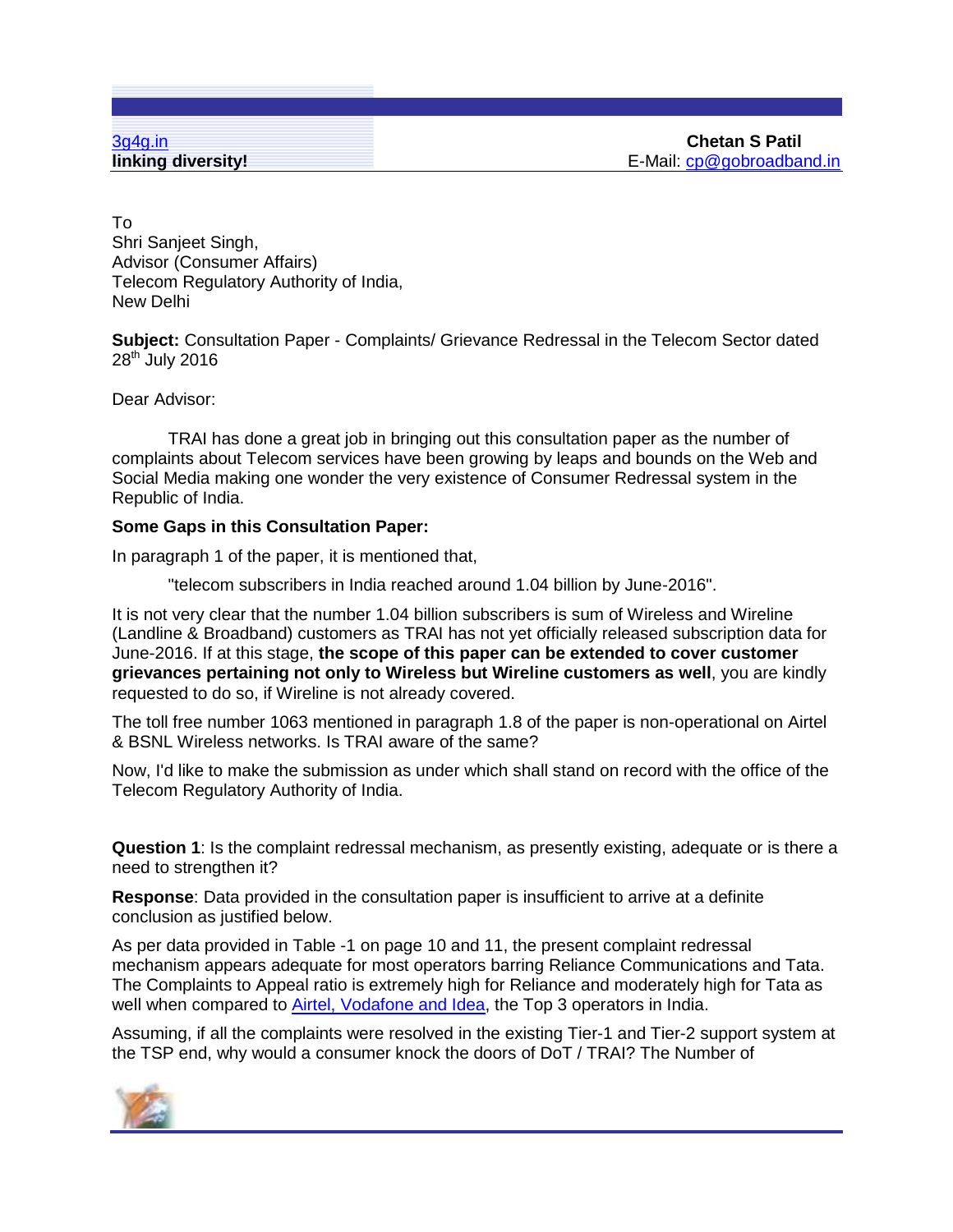3g4g.in
**linking diversity!**

**Chetan S Patil**
E-Mail: cp@gobroadband.in

To
Shri Sanjeet Singh,
Advisor (Consumer Affairs)
Telecom Regulatory Authority of India,
New Delhi

**Subject:** Consultation Paper - Complaints/ Grievance Redressal in the Telecom Sector dated 28th July 2016

Dear Advisor:

TRAI has done a great job in bringing out this consultation paper as the number of complaints about Telecom services have been growing by leaps and bounds on the Web and Social Media making one wonder the very existence of Consumer Redressal system in the Republic of India.

**Some Gaps in this Consultation Paper:**

In paragraph 1 of the paper, it is mentioned that,

"telecom subscribers in India reached around 1.04 billion by June-2016".

It is not very clear that the number 1.04 billion subscribers is sum of Wireless and Wireline (Landline & Broadband) customers as TRAI has not yet officially released subscription data for June-2016. If at this stage, **the scope of this paper can be extended to cover customer grievances pertaining not only to Wireless but Wireline customers as well**, you are kindly requested to do so, if Wireline is not already covered.

The toll free number 1063 mentioned in paragraph 1.8 of the paper is non-operational on Airtel & BSNL Wireless networks. Is TRAI aware of the same?

Now, I'd like to make the submission as under which shall stand on record with the office of the Telecom Regulatory Authority of India.

**Question 1**: Is the complaint redressal mechanism, as presently existing, adequate or is there a need to strengthen it?

**Response**: Data provided in the consultation paper is insufficient to arrive at a definite conclusion as justified below.

As per data provided in Table -1 on page 10 and 11, the present complaint redressal mechanism appears adequate for most operators barring Reliance Communications and Tata. The Complaints to Appeal ratio is extremely high for Reliance and moderately high for Tata as well when compared to Airtel, Vodafone and Idea, the Top 3 operators in India.

Assuming, if all the complaints were resolved in the existing Tier-1 and Tier-2 support system at the TSP end, why would a consumer knock the doors of DoT / TRAI? The Number of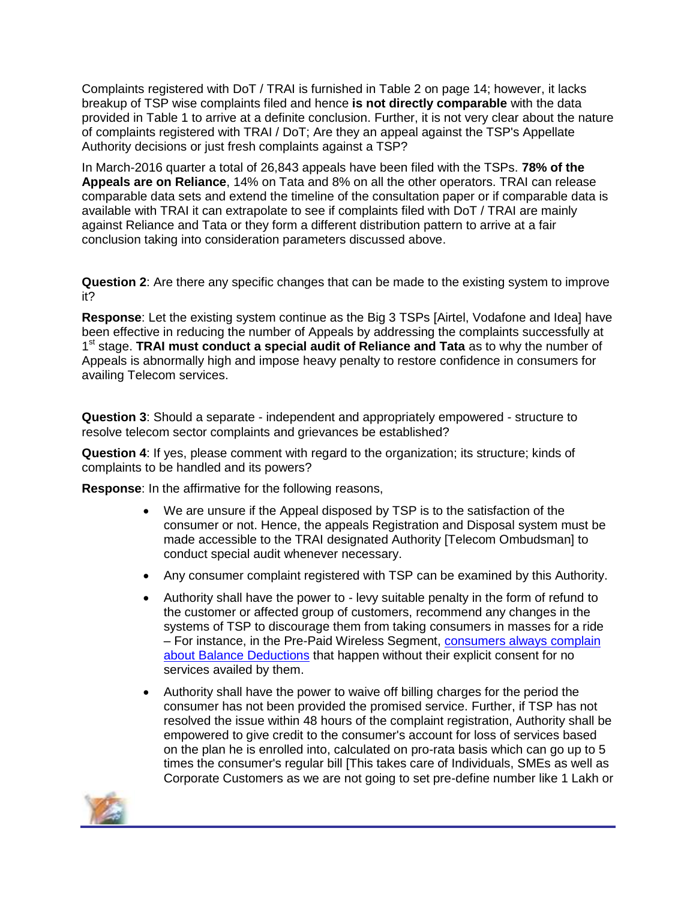Complaints registered with DoT / TRAI is furnished in Table 2 on page 14; however, it lacks breakup of TSP wise complaints filed and hence **is not directly comparable** with the data provided in Table 1 to arrive at a definite conclusion. Further, it is not very clear about the nature of complaints registered with TRAI / DoT; Are they an appeal against the TSP's Appellate Authority decisions or just fresh complaints against a TSP?

In March-2016 quarter a total of 26,843 appeals have been filed with the TSPs. **78% of the Appeals are on Reliance**, 14% on Tata and 8% on all the other operators. TRAI can release comparable data sets and extend the timeline of the consultation paper or if comparable data is available with TRAI it can extrapolate to see if complaints filed with DoT / TRAI are mainly against Reliance and Tata or they form a different distribution pattern to arrive at a fair conclusion taking into consideration parameters discussed above.

**Question 2**: Are there any specific changes that can be made to the existing system to improve it?

**Response**: Let the existing system continue as the Big 3 TSPs [Airtel, Vodafone and Idea] have been effective in reducing the number of Appeals by addressing the complaints successfully at 1st stage. **TRAI must conduct a special audit of Reliance and Tata** as to why the number of Appeals is abnormally high and impose heavy penalty to restore confidence in consumers for availing Telecom services.

**Question 3**: Should a separate - independent and appropriately empowered - structure to resolve telecom sector complaints and grievances be established?

**Question 4**: If yes, please comment with regard to the organization; its structure; kinds of complaints to be handled and its powers?

**Response**: In the affirmative for the following reasons,

- We are unsure if the Appeal disposed by TSP is to the satisfaction of the consumer or not. Hence, the appeals Registration and Disposal system must be made accessible to the TRAI designated Authority [Telecom Ombudsman] to conduct special audit whenever necessary.
- Any consumer complaint registered with TSP can be examined by this Authority.
- Authority shall have the power to - levy suitable penalty in the form of refund to the customer or affected group of customers, recommend any changes in the systems of TSP to discourage them from taking consumers in masses for a ride – For instance, in the Pre-Paid Wireless Segment, consumers always complain about Balance Deductions that happen without their explicit consent for no services availed by them.
- Authority shall have the power to waive off billing charges for the period the consumer has not been provided the promised service. Further, if TSP has not resolved the issue within 48 hours of the complaint registration, Authority shall be empowered to give credit to the consumer's account for loss of services based on the plan he is enrolled into, calculated on pro-rata basis which can go up to 5 times the consumer's regular bill [This takes care of Individuals, SMEs as well as Corporate Customers as we are not going to set pre-define number like 1 Lakh or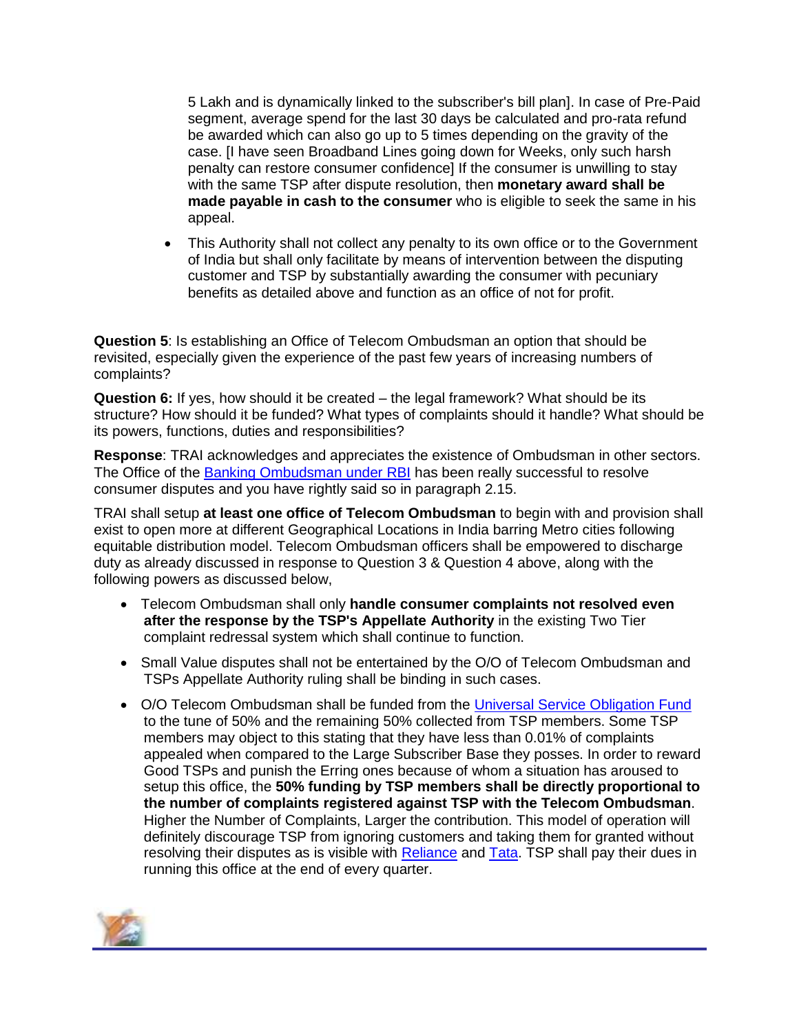5 Lakh and is dynamically linked to the subscriber's bill plan]. In case of Pre-Paid segment, average spend for the last 30 days be calculated and pro-rata refund be awarded which can also go up to 5 times depending on the gravity of the case. [I have seen Broadband Lines going down for Weeks, only such harsh penalty can restore consumer confidence] If the consumer is unwilling to stay with the same TSP after dispute resolution, then **monetary award shall be made payable in cash to the consumer** who is eligible to seek the same in his appeal.

- This Authority shall not collect any penalty to its own office or to the Government of India but shall only facilitate by means of intervention between the disputing customer and TSP by substantially awarding the consumer with pecuniary benefits as detailed above and function as an office of not for profit.

**Question 5**: Is establishing an Office of Telecom Ombudsman an option that should be revisited, especially given the experience of the past few years of increasing numbers of complaints?

**Question 6:** If yes, how should it be created – the legal framework? What should be its structure? How should it be funded? What types of complaints should it handle? What should be its powers, functions, duties and responsibilities?

**Response**: TRAI acknowledges and appreciates the existence of Ombudsman in other sectors. The Office of the Banking Ombudsman under RBI has been really successful to resolve consumer disputes and you have rightly said so in paragraph 2.15.

TRAI shall setup **at least one office of Telecom Ombudsman** to begin with and provision shall exist to open more at different Geographical Locations in India barring Metro cities following equitable distribution model. Telecom Ombudsman officers shall be empowered to discharge duty as already discussed in response to Question 3 & Question 4 above, along with the following powers as discussed below,

- Telecom Ombudsman shall only **handle consumer complaints not resolved even after the response by the TSP's Appellate Authority** in the existing Two Tier complaint redressal system which shall continue to function.
- Small Value disputes shall not be entertained by the O/O of Telecom Ombudsman and TSPs Appellate Authority ruling shall be binding in such cases.
- O/O Telecom Ombudsman shall be funded from the Universal Service Obligation Fund to the tune of 50% and the remaining 50% collected from TSP members. Some TSP members may object to this stating that they have less than 0.01% of complaints appealed when compared to the Large Subscriber Base they posses. In order to reward Good TSPs and punish the Erring ones because of whom a situation has aroused to setup this office, the **50% funding by TSP members shall be directly proportional to the number of complaints registered against TSP with the Telecom Ombudsman**. Higher the Number of Complaints, Larger the contribution. This model of operation will definitely discourage TSP from ignoring customers and taking them for granted without resolving their disputes as is visible with Reliance and Tata. TSP shall pay their dues in running this office at the end of every quarter.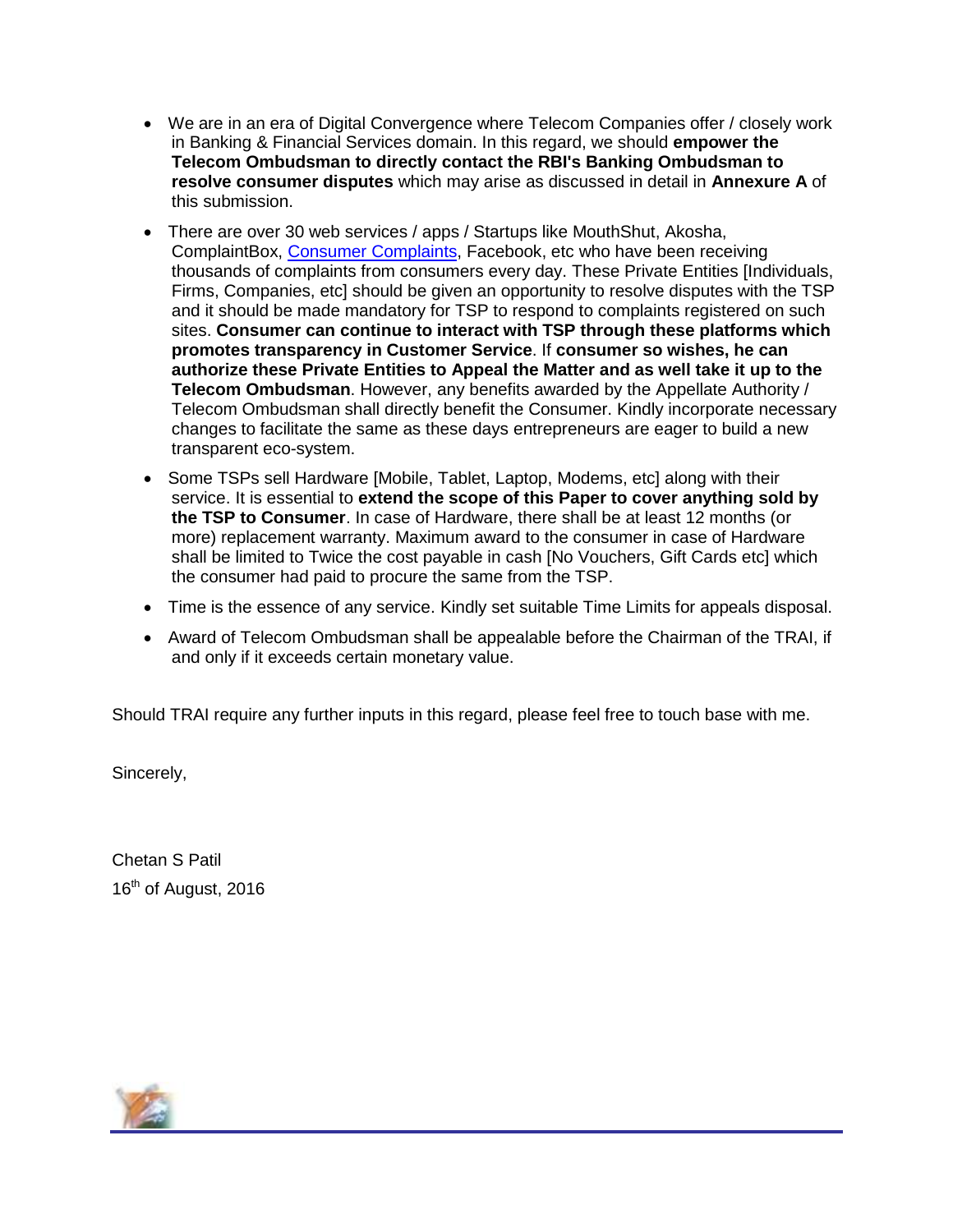- We are in an era of Digital Convergence where Telecom Companies offer / closely work in Banking & Financial Services domain. In this regard, we should **empower the Telecom Ombudsman to directly contact the RBI's Banking Ombudsman to resolve consumer disputes** which may arise as discussed in detail in **Annexure A** of this submission.
- There are over 30 web services / apps / Startups like MouthShut, Akosha, ComplaintBox, Consumer Complaints, Facebook, etc who have been receiving thousands of complaints from consumers every day. These Private Entities [Individuals, Firms, Companies, etc] should be given an opportunity to resolve disputes with the TSP and it should be made mandatory for TSP to respond to complaints registered on such sites. **Consumer can continue to interact with TSP through these platforms which promotes transparency in Customer Service**. If **consumer so wishes, he can authorize these Private Entities to Appeal the Matter and as well take it up to the Telecom Ombudsman**. However, any benefits awarded by the Appellate Authority / Telecom Ombudsman shall directly benefit the Consumer. Kindly incorporate necessary changes to facilitate the same as these days entrepreneurs are eager to build a new transparent eco-system.
- Some TSPs sell Hardware [Mobile, Tablet, Laptop, Modems, etc] along with their service. It is essential to **extend the scope of this Paper to cover anything sold by the TSP to Consumer**. In case of Hardware, there shall be at least 12 months (or more) replacement warranty. Maximum award to the consumer in case of Hardware shall be limited to Twice the cost payable in cash [No Vouchers, Gift Cards etc] which the consumer had paid to procure the same from the TSP.
- Time is the essence of any service. Kindly set suitable Time Limits for appeals disposal.
- Award of Telecom Ombudsman shall be appealable before the Chairman of the TRAI, if and only if it exceeds certain monetary value.

Should TRAI require any further inputs in this regard, please feel free to touch base with me.

Sincerely,

Chetan S Patil
16th of August, 2016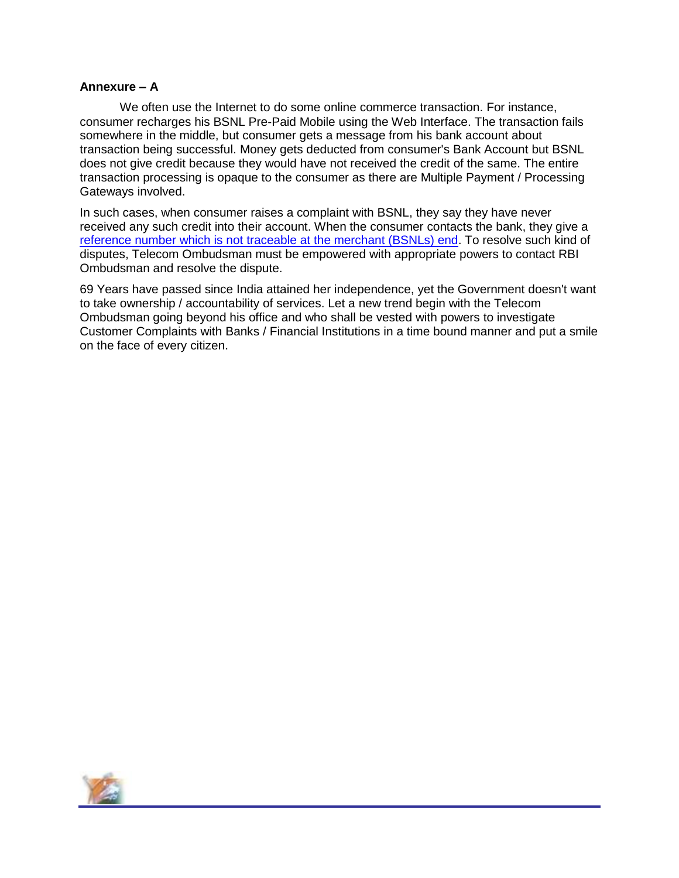**Annexure – A**

We often use the Internet to do some online commerce transaction. For instance, consumer recharges his BSNL Pre-Paid Mobile using the Web Interface. The transaction fails somewhere in the middle, but consumer gets a message from his bank account about transaction being successful. Money gets deducted from consumer's Bank Account but BSNL does not give credit because they would have not received the credit of the same. The entire transaction processing is opaque to the consumer as there are Multiple Payment / Processing Gateways involved.

In such cases, when consumer raises a complaint with BSNL, they say they have never received any such credit into their account. When the consumer contacts the bank, they give a reference number which is not traceable at the merchant (BSNLs) end. To resolve such kind of disputes, Telecom Ombudsman must be empowered with appropriate powers to contact RBI Ombudsman and resolve the dispute.

69 Years have passed since India attained her independence, yet the Government doesn't want to take ownership / accountability of services. Let a new trend begin with the Telecom Ombudsman going beyond his office and who shall be vested with powers to investigate Customer Complaints with Banks / Financial Institutions in a time bound manner and put a smile on the face of every citizen.